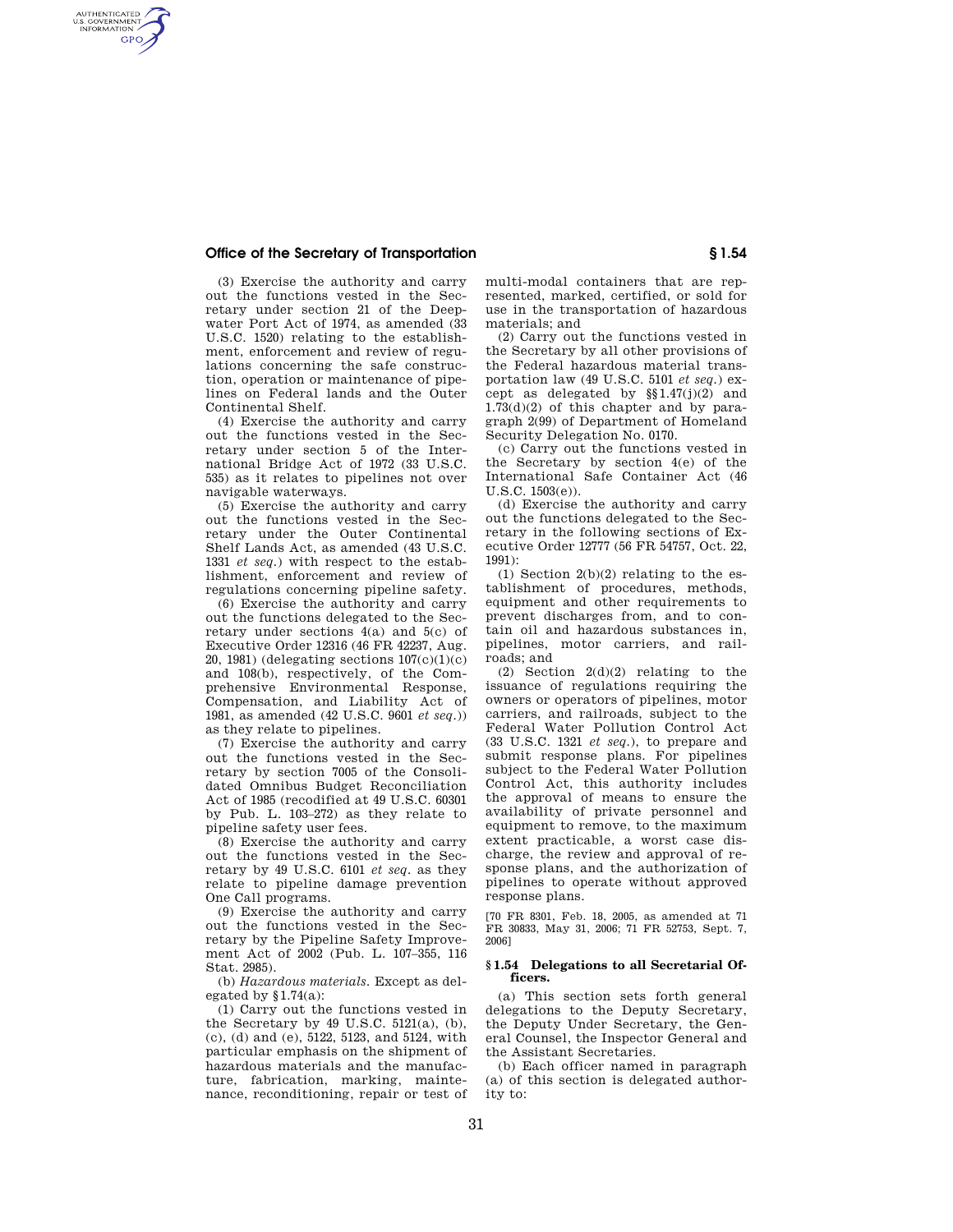(3) Exercise the authority and carry out the functions vested in the Secretary under section 21 of the Deepwater Port Act of 1974, as amended (33 U.S.C. 1520) relating to the establishment, enforcement and review of regulations concerning the safe construction, operation or maintenance of pipelines on Federal lands and the Outer Continental Shelf.

(4) Exercise the authority and carry out the functions vested in the Secretary under section 5 of the International Bridge Act of 1972 (33 U.S.C. 535) as it relates to pipelines not over navigable waterways.

(5) Exercise the authority and carry out the functions vested in the Secretary under the Outer Continental Shelf Lands Act, as amended (43 U.S.C. 1331 *et seq.*) with respect to the establishment, enforcement and review of regulations concerning pipeline safety.

(6) Exercise the authority and carry out the functions delegated to the Secretary under sections 4(a) and 5(c) of Executive Order 12316 (46 FR 42237, Aug. 20, 1981) (delegating sections 107(c)(1)(c) and 108(b), respectively, of the Comprehensive Environmental Response, Compensation, and Liability Act of 1981, as amended (42 U.S.C. 9601 *et seq.*)) as they relate to pipelines.

(7) Exercise the authority and carry out the functions vested in the Secretary by section 7005 of the Consolidated Omnibus Budget Reconciliation Act of 1985 (recodified at 49 U.S.C. 60301 by Pub. L. 103–272) as they relate to pipeline safety user fees.

(8) Exercise the authority and carry out the functions vested in the Secretary by 49 U.S.C. 6101 *et seq.* as they relate to pipeline damage prevention One Call programs.

(9) Exercise the authority and carry out the functions vested in the Secretary by the Pipeline Safety Improvement Act of 2002 (Pub. L. 107–355, 116 Stat. 2985).

(b) *Hazardous materials.* Except as delegated by §1.74(a):

(1) Carry out the functions vested in the Secretary by 49 U.S.C. 5121(a), (b), (c), (d) and (e), 5122, 5123, and 5124, with particular emphasis on the shipment of hazardous materials and the manufacture, fabrication, marking, maintenance, reconditioning, repair or test of multi-modal containers that are represented, marked, certified, or sold for use in the transportation of hazardous materials; and

(2) Carry out the functions vested in the Secretary by all other provisions of the Federal hazardous material transportation law (49 U.S.C. 5101 *et seq.*) except as delegated by §§1.47(j)(2) and 1.73(d)(2) of this chapter and by paragraph 2(99) of Department of Homeland Security Delegation No. 0170.

(c) Carry out the functions vested in the Secretary by section 4(e) of the International Safe Container Act (46 U.S.C. 1503(e)).

(d) Exercise the authority and carry out the functions delegated to the Secretary in the following sections of Executive Order 12777 (56 FR 54757, Oct. 22, 1991):

(1) Section 2(b)(2) relating to the establishment of procedures, methods, equipment and other requirements to prevent discharges from, and to contain oil and hazardous substances in, pipelines, motor carriers, and railroads; and

(2) Section 2(d)(2) relating to the issuance of regulations requiring the owners or operators of pipelines, motor carriers, and railroads, subject to the Federal Water Pollution Control Act (33 U.S.C. 1321 *et seq.*), to prepare and submit response plans. For pipelines subject to the Federal Water Pollution Control Act, this authority includes the approval of means to ensure the availability of private personnel and equipment to remove, to the maximum extent practicable, a worst case discharge, the review and approval of response plans, and the authorization of pipelines to operate without approved response plans.

[70 FR 8301, Feb. 18, 2005, as amended at 71 FR 30833, May 31, 2006; 71 FR 52753, Sept. 7, 2006]

### §1.54 Delegations to all Secretarial Officers.

(a) This section sets forth general delegations to the Deputy Secretary, the Deputy Under Secretary, the General Counsel, the Inspector General and the Assistant Secretaries.

(b) Each officer named in paragraph (a) of this section is delegated authority to: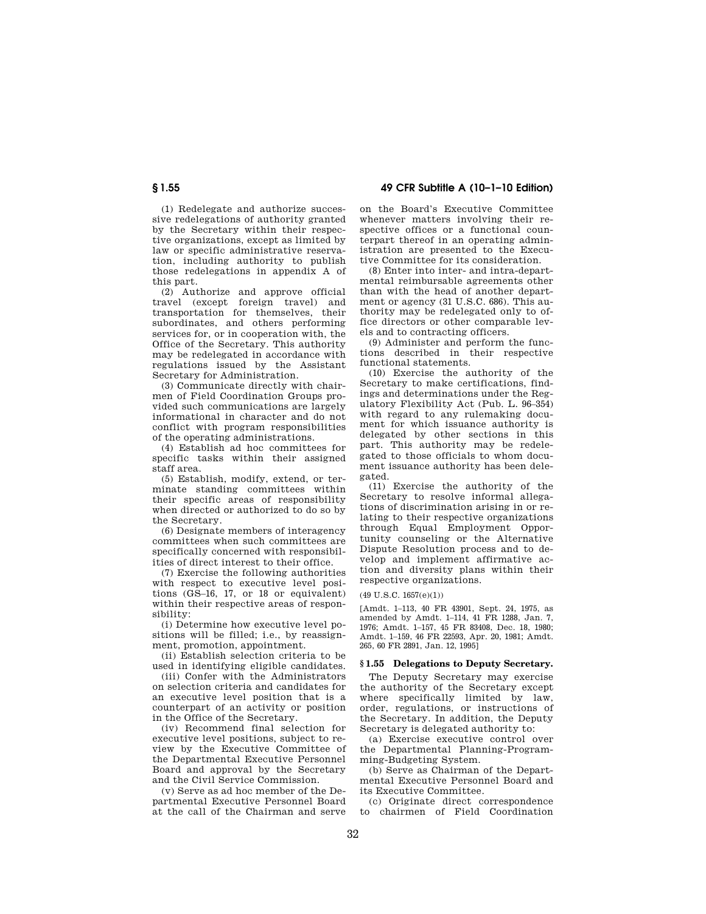(1) Redelegate and authorize successive redelegations of authority granted by the Secretary within their respective organizations, except as limited by law or specific administrative reservation, including authority to publish those redelegations in appendix A of this part.

(2) Authorize and approve official travel (except foreign travel) and transportation for themselves, their subordinates, and others performing services for, or in cooperation with, the Office of the Secretary. This authority may be redelegated in accordance with regulations issued by the Assistant Secretary for Administration.

(3) Communicate directly with chairmen of Field Coordination Groups provided such communications are largely informational in character and do not conflict with program responsibilities of the operating administrations.

(4) Establish ad hoc committees for specific tasks within their assigned staff area.

(5) Establish, modify, extend, or terminate standing committees within their specific areas of responsibility when directed or authorized to do so by the Secretary.

(6) Designate members of interagency committees when such committees are specifically concerned with responsibilities of direct interest to their office.

(7) Exercise the following authorities with respect to executive level positions (GS–16, 17, or 18 or equivalent) within their respective areas of responsibility:

(i) Determine how executive level positions will be filled; i.e., by reassignment, promotion, appointment.

(ii) Establish selection criteria to be used in identifying eligible candidates.

(iii) Confer with the Administrators on selection criteria and candidates for an executive level position that is a counterpart of an activity or position in the Office of the Secretary.

(iv) Recommend final selection for executive level positions, subject to review by the Executive Committee of the Departmental Executive Personnel Board and approval by the Secretary and the Civil Service Commission.

(v) Serve as ad hoc member of the Departmental Executive Personnel Board at the call of the Chairman and serve on the Board's Executive Committee whenever matters involving their respective offices or a functional counterpart thereof in an operating administration are presented to the Executive Committee for its consideration.

(8) Enter into inter- and intra-departmental reimbursable agreements other than with the head of another department or agency (31 U.S.C. 686). This authority may be redelegated only to office directors or other comparable levels and to contracting officers.

(9) Administer and perform the functions described in their respective functional statements.

(10) Exercise the authority of the Secretary to make certifications, findings and determinations under the Regulatory Flexibility Act (Pub. L. 96–354) with regard to any rulemaking document for which issuance authority is delegated by other sections in this part. This authority may be redelegated to those officials to whom document issuance authority has been delegated.

(11) Exercise the authority of the Secretary to resolve informal allegations of discrimination arising in or relating to their respective organizations through Equal Employment Opportunity counseling or the Alternative Dispute Resolution process and to develop and implement affirmative action and diversity plans within their respective organizations.

(49 U.S.C. 1657(e)(1))

[Amdt. 1–113, 40 FR 43901, Sept. 24, 1975, as amended by Amdt. 1–114, 41 FR 1288, Jan. 7, 1976; Amdt. 1–157, 45 FR 83408, Dec. 18, 1980; Amdt. 1–159, 46 FR 22593, Apr. 20, 1981; Amdt. 265, 60 FR 2891, Jan. 12, 1995]

## § 1.55 Delegations to Deputy Secretary.

The Deputy Secretary may exercise the authority of the Secretary except where specifically limited by law, order, regulations, or instructions of the Secretary. In addition, the Deputy Secretary is delegated authority to:

(a) Exercise executive control over the Departmental Planning-Programming-Budgeting System.

(b) Serve as Chairman of the Departmental Executive Personnel Board and its Executive Committee.

(c) Originate direct correspondence to chairmen of Field Coordination